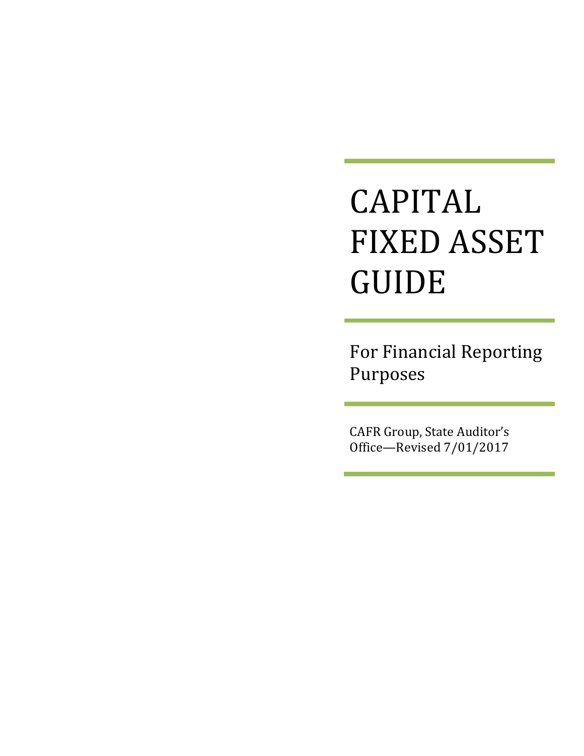# CAPITAL FIXED ASSET GUIDE

## For Financial Reporting Purposes

CAFR Group, State Auditor's Office—Revised 7/01/2017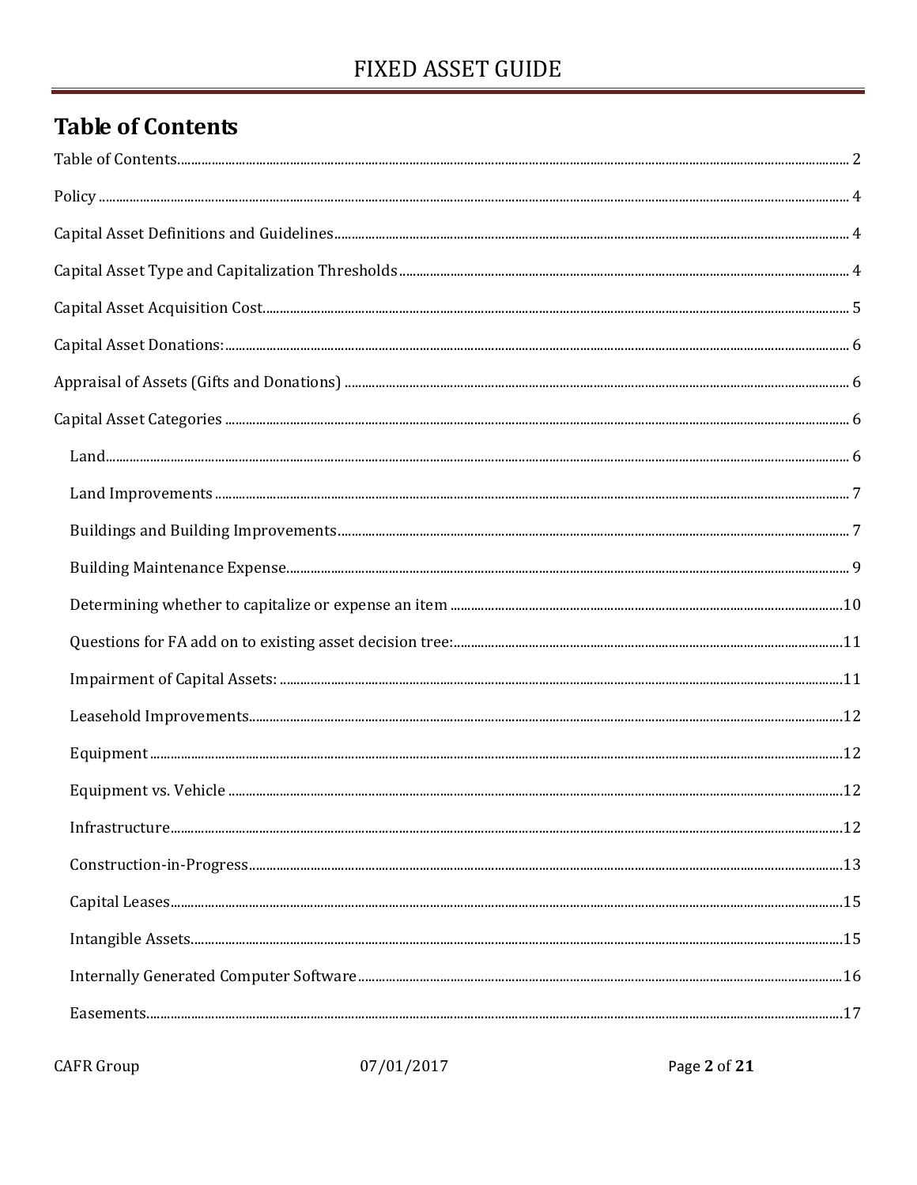# Table of Contents

Table of Contents ........ 2

Policy ........ 4

Capital Asset Definitions and Guidelines ........ 4

Capital Asset Type and Capitalization Thresholds ........ 4

Capital Asset Acquisition Cost ........ 5

Capital Asset Donations: ........ 6

Appraisal of Assets (Gifts and Donations) ........ 6

Capital Asset Categories ........ 6

- Land ........ 6
- Land Improvements ........ 7
- Buildings and Building Improvements ........ 7
- Building Maintenance Expense ........ 9
- Determining whether to capitalize or expense an item ........ 10
- Questions for FA add on to existing asset decision tree: ........ 11
- Impairment of Capital Assets: ........ 11
- Leasehold Improvements ........ 12
- Equipment ........ 12
- Equipment vs. Vehicle ........ 12
- Infrastructure ........ 12
- Construction-in-Progress ........ 13
- Capital Leases ........ 15
- Intangible Assets ........ 15
- Internally Generated Computer Software ........ 16
- Easements ........ 17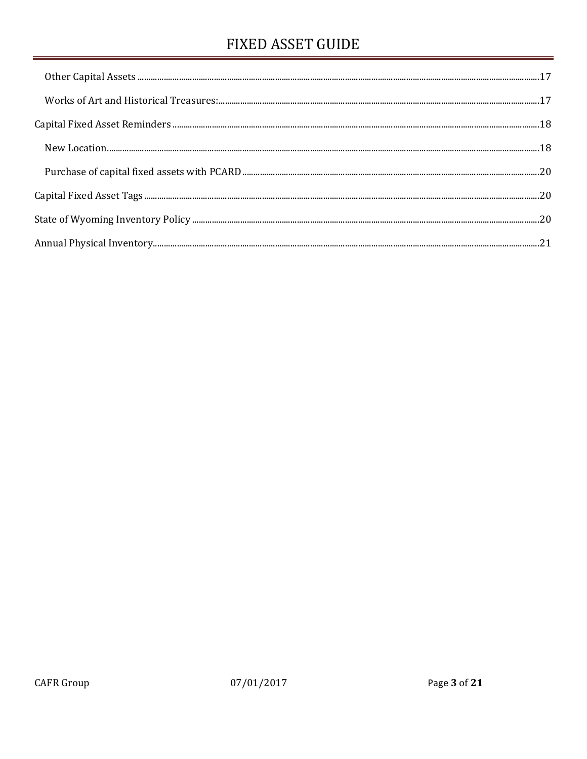- Other Capital Assets ............................................................ 17
- Works of Art and Historical Treasures: ............................................................ 17

Capital Fixed Asset Reminders ............................................................ 18

- New Location ............................................................ 18
- Purchase of capital fixed assets with PCARD ............................................................ 20

Capital Fixed Asset Tags ............................................................ 20

State of Wyoming Inventory Policy ............................................................ 20

Annual Physical Inventory ............................................................ 21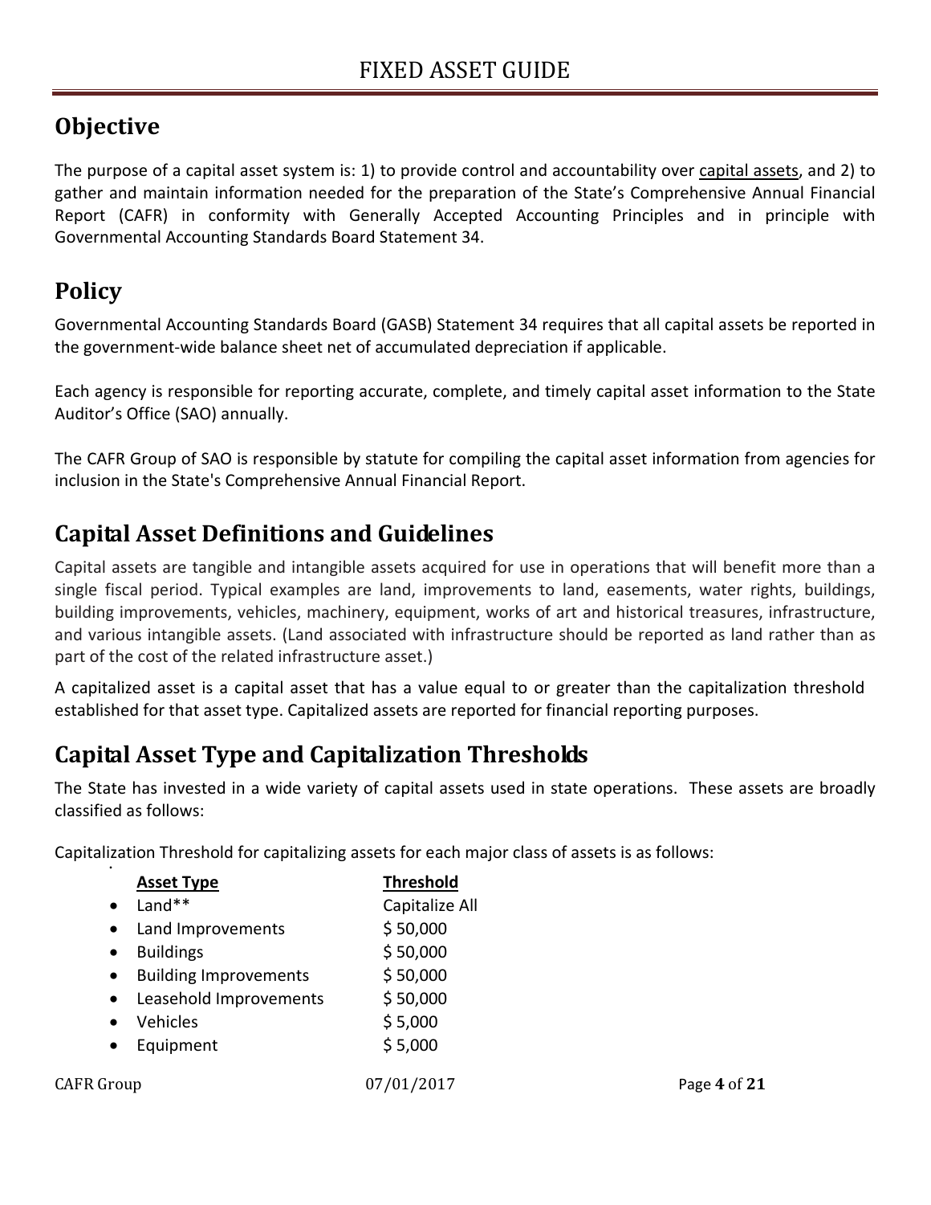# FIXED ASSET GUIDE

## Objective

The purpose of a capital asset system is: 1) to provide control and accountability over capital assets, and 2) to gather and maintain information needed for the preparation of the State's Comprehensive Annual Financial Report (CAFR) in conformity with Generally Accepted Accounting Principles and in principle with Governmental Accounting Standards Board Statement 34.

## Policy

Governmental Accounting Standards Board (GASB) Statement 34 requires that all capital assets be reported in the government-wide balance sheet net of accumulated depreciation if applicable.

Each agency is responsible for reporting accurate, complete, and timely capital asset information to the State Auditor's Office (SAO) annually.

The CAFR Group of SAO is responsible by statute for compiling the capital asset information from agencies for inclusion in the State's Comprehensive Annual Financial Report.

## Capital Asset Definitions and Guidelines

Capital assets are tangible and intangible assets acquired for use in operations that will benefit more than a single fiscal period. Typical examples are land, improvements to land, easements, water rights, buildings, building improvements, vehicles, machinery, equipment, works of art and historical treasures, infrastructure, and various intangible assets. (Land associated with infrastructure should be reported as land rather than as part of the cost of the related infrastructure asset.)

A capitalized asset is a capital asset that has a value equal to or greater than the capitalization threshold established for that asset type. Capitalized assets are reported for financial reporting purposes.

## Capital Asset Type and Capitalization Thresholds

The State has invested in a wide variety of capital assets used in state operations. These assets are broadly classified as follows:

Capitalization Threshold for capitalizing assets for each major class of assets is as follows:

| Asset Type | Threshold |
|---|---|
| Land** | Capitalize All |
| Land Improvements | $ 50,000 |
| Buildings | $ 50,000 |
| Building Improvements | $ 50,000 |
| Leasehold Improvements | $ 50,000 |
| Vehicles | $ 5,000 |
| Equipment | $ 5,000 |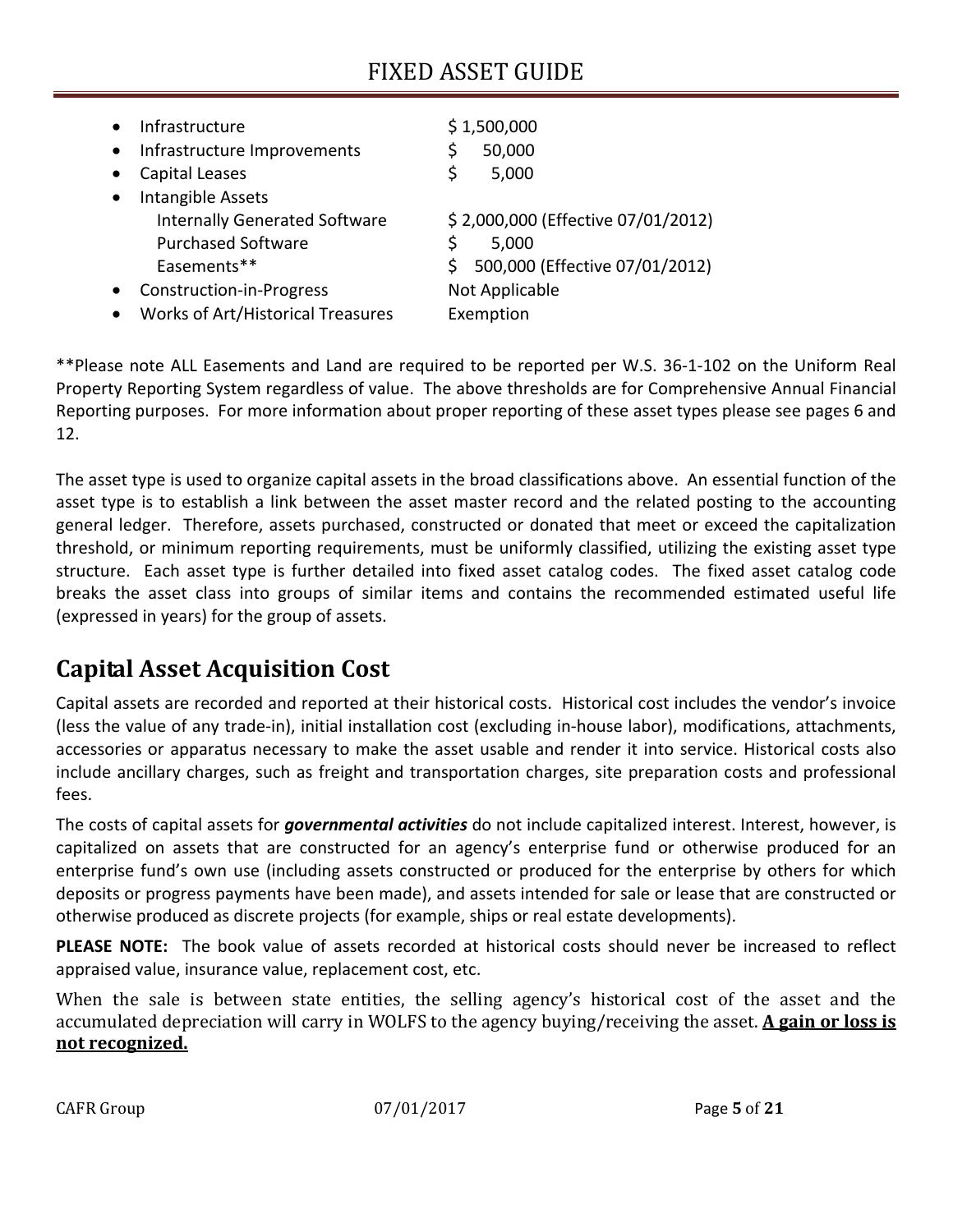- Infrastructure $1,500,000
- Infrastructure Improvements $ 50,000
- Capital Leases $ 5,000
- Intangible Assets
  - Internally Generated Software $ 2,000,000 (Effective 07/01/2012)
  - Purchased Software $ 5,000
  - Easements** $ 500,000 (Effective 07/01/2012)
- Construction-in-Progress Not Applicable
- Works of Art/Historical Treasures Exemption

**Please note ALL Easements and Land are required to be reported per W.S. 36-1-102 on the Uniform Real Property Reporting System regardless of value. The above thresholds are for Comprehensive Annual Financial Reporting purposes. For more information about proper reporting of these asset types please see pages 6 and 12.

The asset type is used to organize capital assets in the broad classifications above. An essential function of the asset type is to establish a link between the asset master record and the related posting to the accounting general ledger. Therefore, assets purchased, constructed or donated that meet or exceed the capitalization threshold, or minimum reporting requirements, must be uniformly classified, utilizing the existing asset type structure. Each asset type is further detailed into fixed asset catalog codes. The fixed asset catalog code breaks the asset class into groups of similar items and contains the recommended estimated useful life (expressed in years) for the group of assets.

## Capital Asset Acquisition Cost

Capital assets are recorded and reported at their historical costs. Historical cost includes the vendor's invoice (less the value of any trade-in), initial installation cost (excluding in-house labor), modifications, attachments, accessories or apparatus necessary to make the asset usable and render it into service. Historical costs also include ancillary charges, such as freight and transportation charges, site preparation costs and professional fees.

The costs of capital assets for ***governmental activities*** do not include capitalized interest. Interest, however, is capitalized on assets that are constructed for an agency's enterprise fund or otherwise produced for an enterprise fund's own use (including assets constructed or produced for the enterprise by others for which deposits or progress payments have been made), and assets intended for sale or lease that are constructed or otherwise produced as discrete projects (for example, ships or real estate developments).

**PLEASE NOTE:** The book value of assets recorded at historical costs should never be increased to reflect appraised value, insurance value, replacement cost, etc.

When the sale is between state entities, the selling agency's historical cost of the asset and the accumulated depreciation will carry in WOLFS to the agency buying/receiving the asset. <u>**A gain or loss is not recognized.**</u>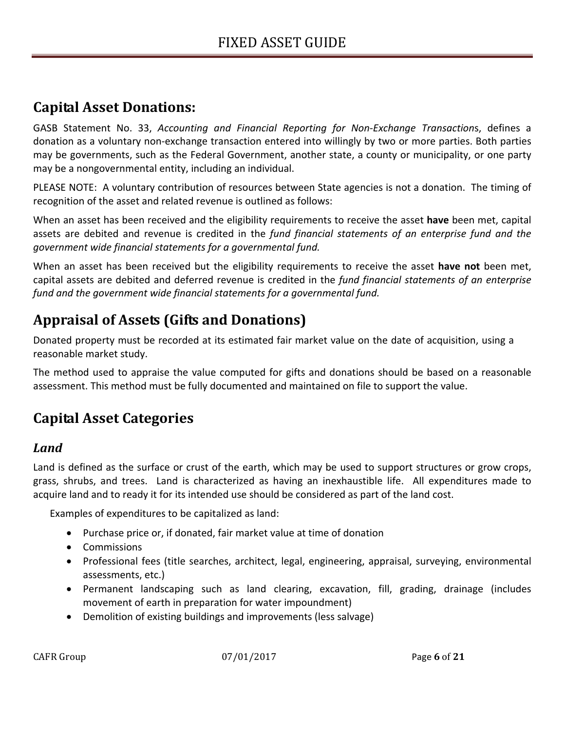## Capital Asset Donations:

GASB Statement No. 33, *Accounting and Financial Reporting for Non-Exchange Transaction*s, defines a donation as a voluntary non-exchange transaction entered into willingly by two or more parties. Both parties may be governments, such as the Federal Government, another state, a county or municipality, or one party may be a nongovernmental entity, including an individual.

PLEASE NOTE: A voluntary contribution of resources between State agencies is not a donation. The timing of recognition of the asset and related revenue is outlined as follows:

When an asset has been received and the eligibility requirements to receive the asset **have** been met, capital assets are debited and revenue is credited in the *fund financial statements of an enterprise fund and the government wide financial statements for a governmental fund.*

When an asset has been received but the eligibility requirements to receive the asset **have not** been met, capital assets are debited and deferred revenue is credited in the *fund financial statements of an enterprise fund and the government wide financial statements for a governmental fund.*

## Appraisal of Assets (Gifts and Donations)

Donated property must be recorded at its estimated fair market value on the date of acquisition, using a reasonable market study.

The method used to appraise the value computed for gifts and donations should be based on a reasonable assessment. This method must be fully documented and maintained on file to support the value.

## Capital Asset Categories

### *Land*

Land is defined as the surface or crust of the earth, which may be used to support structures or grow crops, grass, shrubs, and trees. Land is characterized as having an inexhaustible life. All expenditures made to acquire land and to ready it for its intended use should be considered as part of the land cost.

Examples of expenditures to be capitalized as land:

- Purchase price or, if donated, fair market value at time of donation
- Commissions
- Professional fees (title searches, architect, legal, engineering, appraisal, surveying, environmental assessments, etc.)
- Permanent landscaping such as land clearing, excavation, fill, grading, drainage (includes movement of earth in preparation for water impoundment)
- Demolition of existing buildings and improvements (less salvage)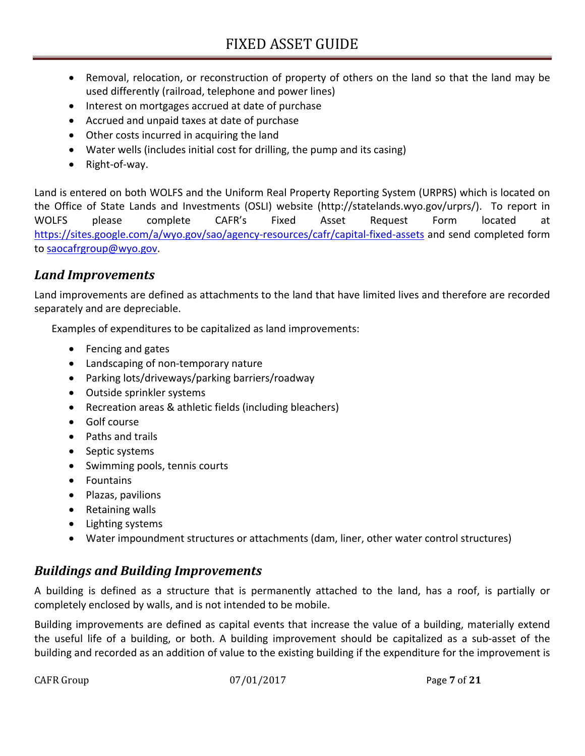- Removal, relocation, or reconstruction of property of others on the land so that the land may be used differently (railroad, telephone and power lines)
- Interest on mortgages accrued at date of purchase
- Accrued and unpaid taxes at date of purchase
- Other costs incurred in acquiring the land
- Water wells (includes initial cost for drilling, the pump and its casing)
- Right-of-way.

Land is entered on both WOLFS and the Uniform Real Property Reporting System (URPRS) which is located on the Office of State Lands and Investments (OSLI) website (http://statelands.wyo.gov/urprs/). To report in WOLFS please complete CAFR's Fixed Asset Request Form located at https://sites.google.com/a/wyo.gov/sao/agency-resources/cafr/capital-fixed-assets and send completed form to saocafrgroup@wyo.gov.

## *Land Improvements*

Land improvements are defined as attachments to the land that have limited lives and therefore are recorded separately and are depreciable.

Examples of expenditures to be capitalized as land improvements:

- Fencing and gates
- Landscaping of non-temporary nature
- Parking lots/driveways/parking barriers/roadway
- Outside sprinkler systems
- Recreation areas & athletic fields (including bleachers)
- Golf course
- Paths and trails
- Septic systems
- Swimming pools, tennis courts
- Fountains
- Plazas, pavilions
- Retaining walls
- Lighting systems
- Water impoundment structures or attachments (dam, liner, other water control structures)

## *Buildings and Building Improvements*

A building is defined as a structure that is permanently attached to the land, has a roof, is partially or completely enclosed by walls, and is not intended to be mobile.

Building improvements are defined as capital events that increase the value of a building, materially extend the useful life of a building, or both. A building improvement should be capitalized as a sub-asset of the building and recorded as an addition of value to the existing building if the expenditure for the improvement is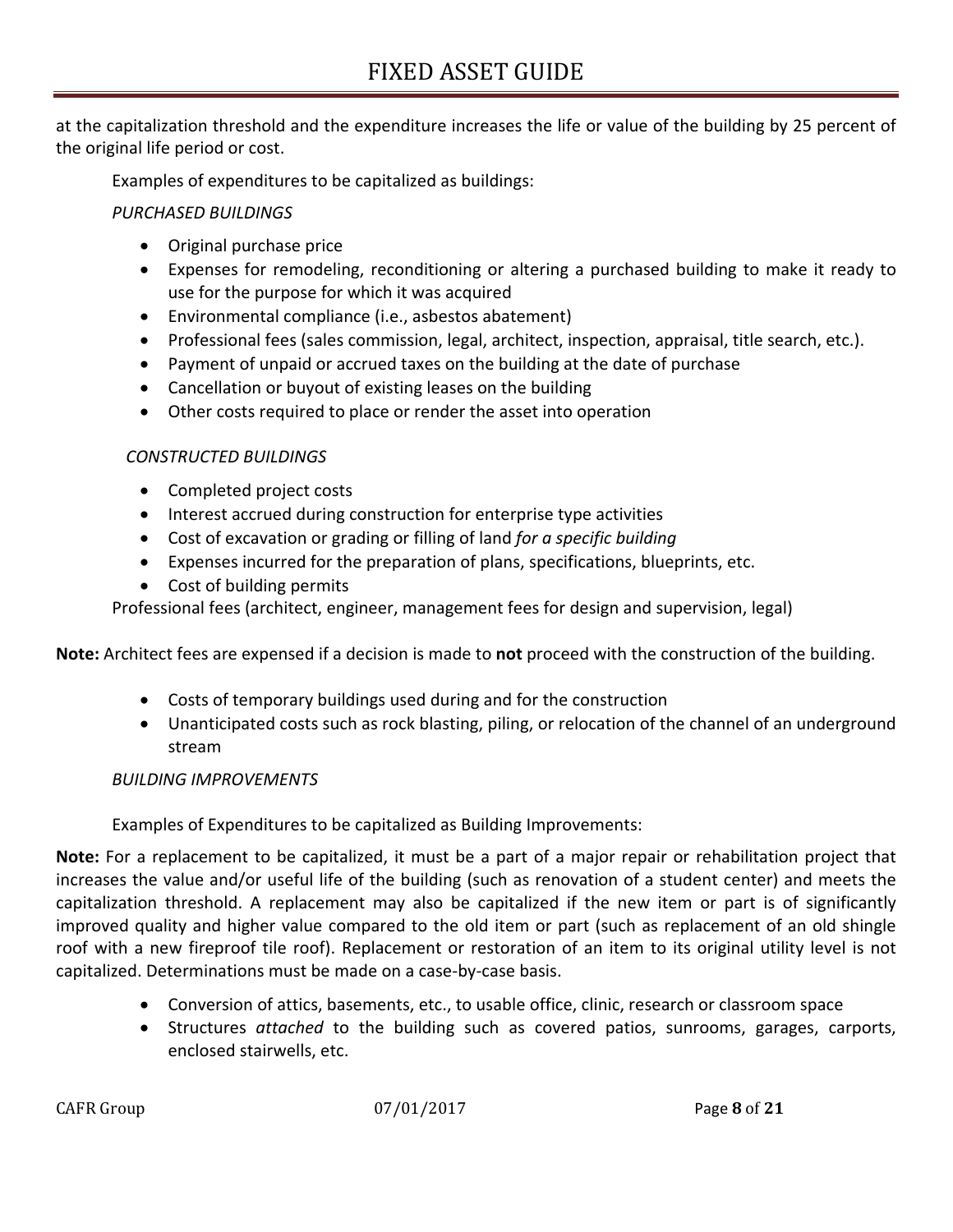at the capitalization threshold and the expenditure increases the life or value of the building by 25 percent of the original life period or cost.

Examples of expenditures to be capitalized as buildings:

*PURCHASED BUILDINGS*

- Original purchase price
- Expenses for remodeling, reconditioning or altering a purchased building to make it ready to use for the purpose for which it was acquired
- Environmental compliance (i.e., asbestos abatement)
- Professional fees (sales commission, legal, architect, inspection, appraisal, title search, etc.).
- Payment of unpaid or accrued taxes on the building at the date of purchase
- Cancellation or buyout of existing leases on the building
- Other costs required to place or render the asset into operation

*CONSTRUCTED BUILDINGS*

- Completed project costs
- Interest accrued during construction for enterprise type activities
- Cost of excavation or grading or filling of land *for a specific building*
- Expenses incurred for the preparation of plans, specifications, blueprints, etc.
- Cost of building permits

Professional fees (architect, engineer, management fees for design and supervision, legal)

**Note:** Architect fees are expensed if a decision is made to **not** proceed with the construction of the building.

- Costs of temporary buildings used during and for the construction
- Unanticipated costs such as rock blasting, piling, or relocation of the channel of an underground stream

*BUILDING IMPROVEMENTS*

Examples of Expenditures to be capitalized as Building Improvements:

**Note:** For a replacement to be capitalized, it must be a part of a major repair or rehabilitation project that increases the value and/or useful life of the building (such as renovation of a student center) and meets the capitalization threshold. A replacement may also be capitalized if the new item or part is of significantly improved quality and higher value compared to the old item or part (such as replacement of an old shingle roof with a new fireproof tile roof). Replacement or restoration of an item to its original utility level is not capitalized. Determinations must be made on a case-by-case basis.

- Conversion of attics, basements, etc., to usable office, clinic, research or classroom space
- Structures *attached* to the building such as covered patios, sunrooms, garages, carports, enclosed stairwells, etc.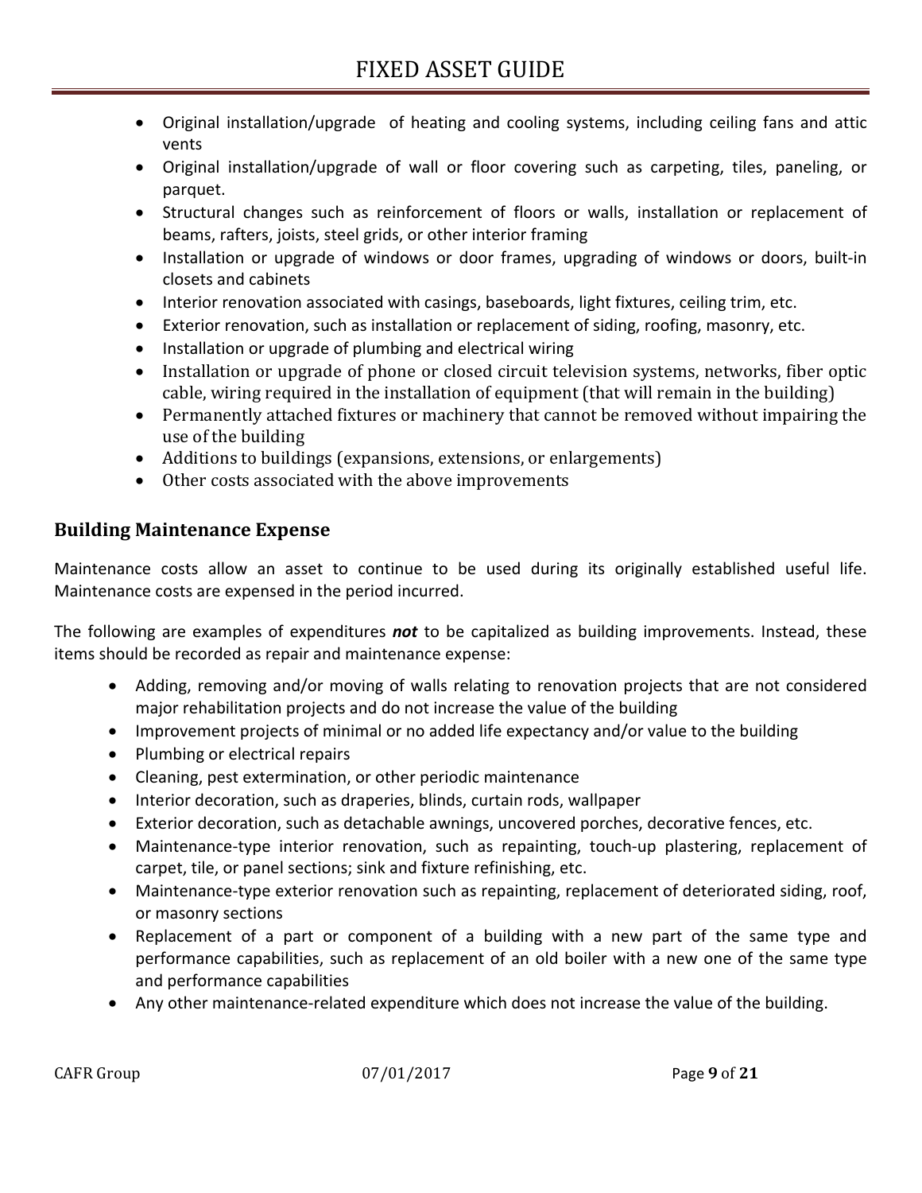- Original installation/upgrade of heating and cooling systems, including ceiling fans and attic vents
- Original installation/upgrade of wall or floor covering such as carpeting, tiles, paneling, or parquet.
- Structural changes such as reinforcement of floors or walls, installation or replacement of beams, rafters, joists, steel grids, or other interior framing
- Installation or upgrade of windows or door frames, upgrading of windows or doors, built-in closets and cabinets
- Interior renovation associated with casings, baseboards, light fixtures, ceiling trim, etc.
- Exterior renovation, such as installation or replacement of siding, roofing, masonry, etc.
- Installation or upgrade of plumbing and electrical wiring
- Installation or upgrade of phone or closed circuit television systems, networks, fiber optic cable, wiring required in the installation of equipment (that will remain in the building)
- Permanently attached fixtures or machinery that cannot be removed without impairing the use of the building
- Additions to buildings (expansions, extensions, or enlargements)
- Other costs associated with the above improvements

## Building Maintenance Expense

Maintenance costs allow an asset to continue to be used during its originally established useful life. Maintenance costs are expensed in the period incurred.

The following are examples of expenditures ***not*** to be capitalized as building improvements. Instead, these items should be recorded as repair and maintenance expense:

- Adding, removing and/or moving of walls relating to renovation projects that are not considered major rehabilitation projects and do not increase the value of the building
- Improvement projects of minimal or no added life expectancy and/or value to the building
- Plumbing or electrical repairs
- Cleaning, pest extermination, or other periodic maintenance
- Interior decoration, such as draperies, blinds, curtain rods, wallpaper
- Exterior decoration, such as detachable awnings, uncovered porches, decorative fences, etc.
- Maintenance-type interior renovation, such as repainting, touch-up plastering, replacement of carpet, tile, or panel sections; sink and fixture refinishing, etc.
- Maintenance-type exterior renovation such as repainting, replacement of deteriorated siding, roof, or masonry sections
- Replacement of a part or component of a building with a new part of the same type and performance capabilities, such as replacement of an old boiler with a new one of the same type and performance capabilities
- Any other maintenance-related expenditure which does not increase the value of the building.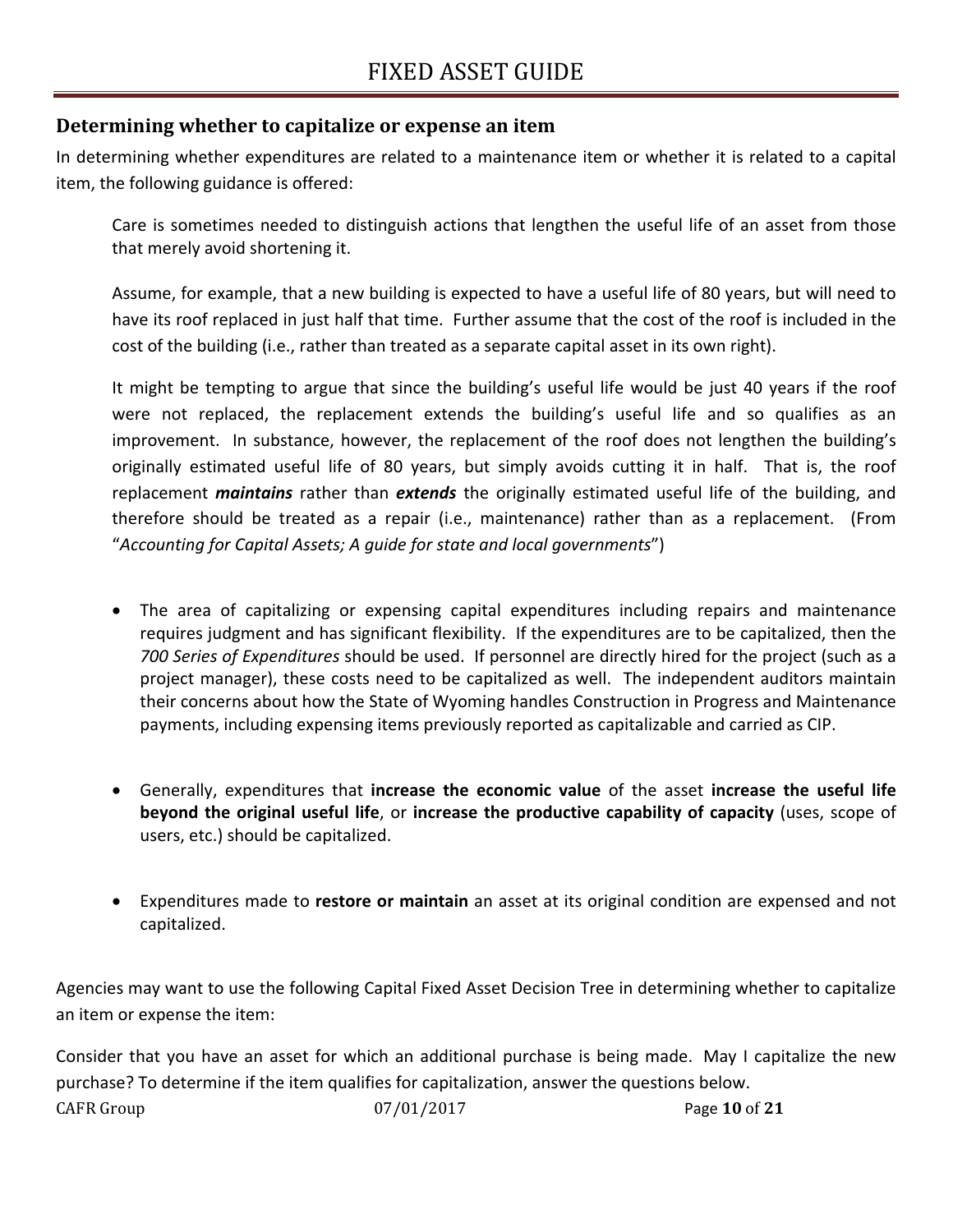## Determining whether to capitalize or expense an item

In determining whether expenditures are related to a maintenance item or whether it is related to a capital item, the following guidance is offered:

> Care is sometimes needed to distinguish actions that lengthen the useful life of an asset from those that merely avoid shortening it.
>
> Assume, for example, that a new building is expected to have a useful life of 80 years, but will need to have its roof replaced in just half that time. Further assume that the cost of the roof is included in the cost of the building (i.e., rather than treated as a separate capital asset in its own right).
>
> It might be tempting to argue that since the building's useful life would be just 40 years if the roof were not replaced, the replacement extends the building's useful life and so qualifies as an improvement. In substance, however, the replacement of the roof does not lengthen the building's originally estimated useful life of 80 years, but simply avoids cutting it in half. That is, the roof replacement ***maintains*** rather than ***extends*** the originally estimated useful life of the building, and therefore should be treated as a repair (i.e., maintenance) rather than as a replacement. (From "*Accounting for Capital Assets; A guide for state and local governments*")

- The area of capitalizing or expensing capital expenditures including repairs and maintenance requires judgment and has significant flexibility. If the expenditures are to be capitalized, then the *700 Series of Expenditures* should be used. If personnel are directly hired for the project (such as a project manager), these costs need to be capitalized as well. The independent auditors maintain their concerns about how the State of Wyoming handles Construction in Progress and Maintenance payments, including expensing items previously reported as capitalizable and carried as CIP.

- Generally, expenditures that **increase the economic value** of the asset **increase the useful life beyond the original useful life**, or **increase the productive capability of capacity** (uses, scope of users, etc.) should be capitalized.

- Expenditures made to **restore or maintain** an asset at its original condition are expensed and not capitalized.

Agencies may want to use the following Capital Fixed Asset Decision Tree in determining whether to capitalize an item or expense the item:

Consider that you have an asset for which an additional purchase is being made. May I capitalize the new purchase? To determine if the item qualifies for capitalization, answer the questions below.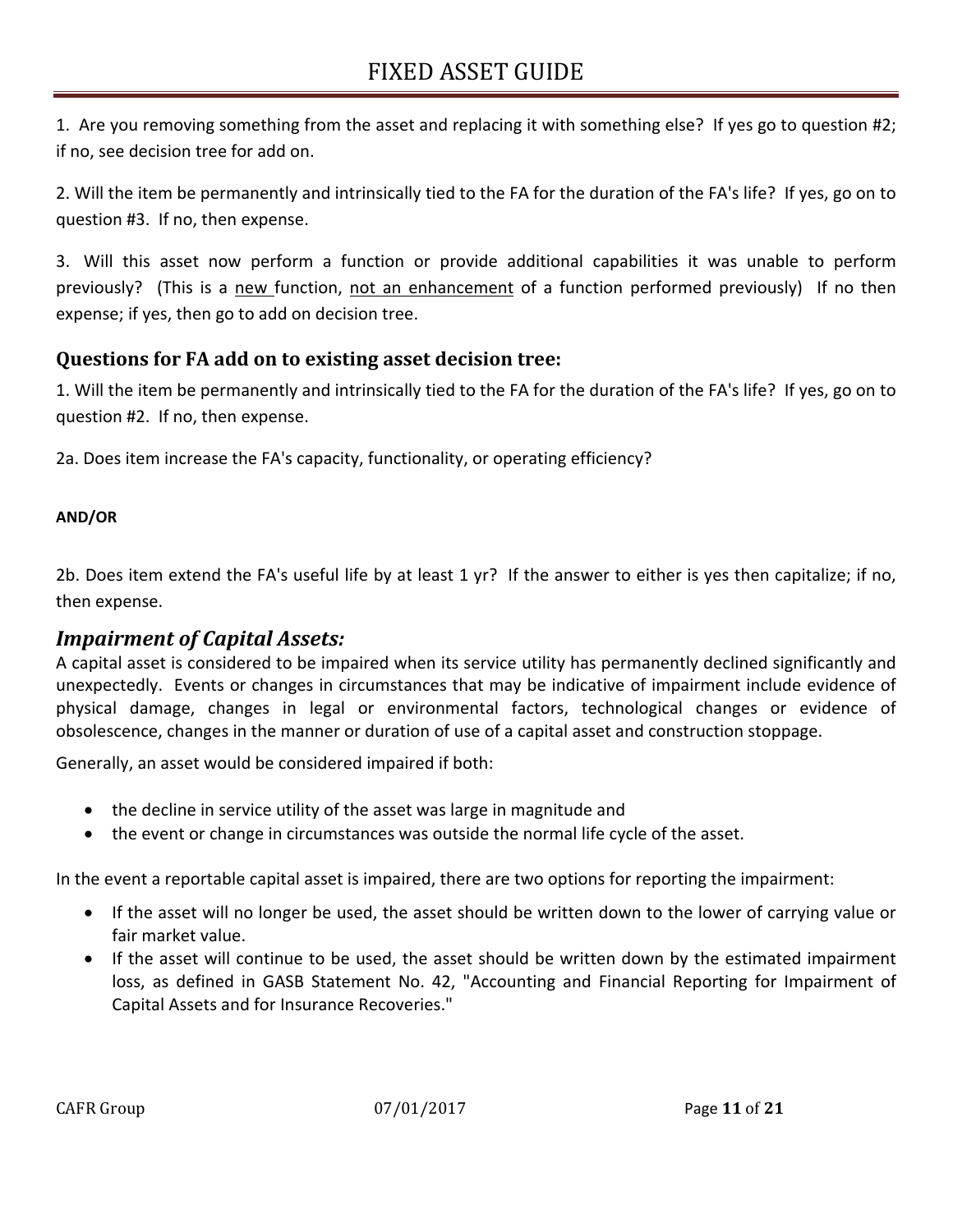1. Are you removing something from the asset and replacing it with something else? If yes go to question #2; if no, see decision tree for add on.

2. Will the item be permanently and intrinsically tied to the FA for the duration of the FA's life? If yes, go on to question #3. If no, then expense.

3. Will this asset now perform a function or provide additional capabilities it was unable to perform previously? (This is a <u>new</u> function, <u>not an enhancement</u> of a function performed previously) If no then expense; if yes, then go to add on decision tree.

### Questions for FA add on to existing asset decision tree:

1. Will the item be permanently and intrinsically tied to the FA for the duration of the FA's life? If yes, go on to question #2. If no, then expense.

2a. Does item increase the FA's capacity, functionality, or operating efficiency?

**AND/OR**

2b. Does item extend the FA's useful life by at least 1 yr? If the answer to either is yes then capitalize; if no, then expense.

## *Impairment of Capital Assets:*

A capital asset is considered to be impaired when its service utility has permanently declined significantly and unexpectedly. Events or changes in circumstances that may be indicative of impairment include evidence of physical damage, changes in legal or environmental factors, technological changes or evidence of obsolescence, changes in the manner or duration of use of a capital asset and construction stoppage.

Generally, an asset would be considered impaired if both:

- the decline in service utility of the asset was large in magnitude and
- the event or change in circumstances was outside the normal life cycle of the asset.

In the event a reportable capital asset is impaired, there are two options for reporting the impairment:

- If the asset will no longer be used, the asset should be written down to the lower of carrying value or fair market value.
- If the asset will continue to be used, the asset should be written down by the estimated impairment loss, as defined in GASB Statement No. 42, "Accounting and Financial Reporting for Impairment of Capital Assets and for Insurance Recoveries."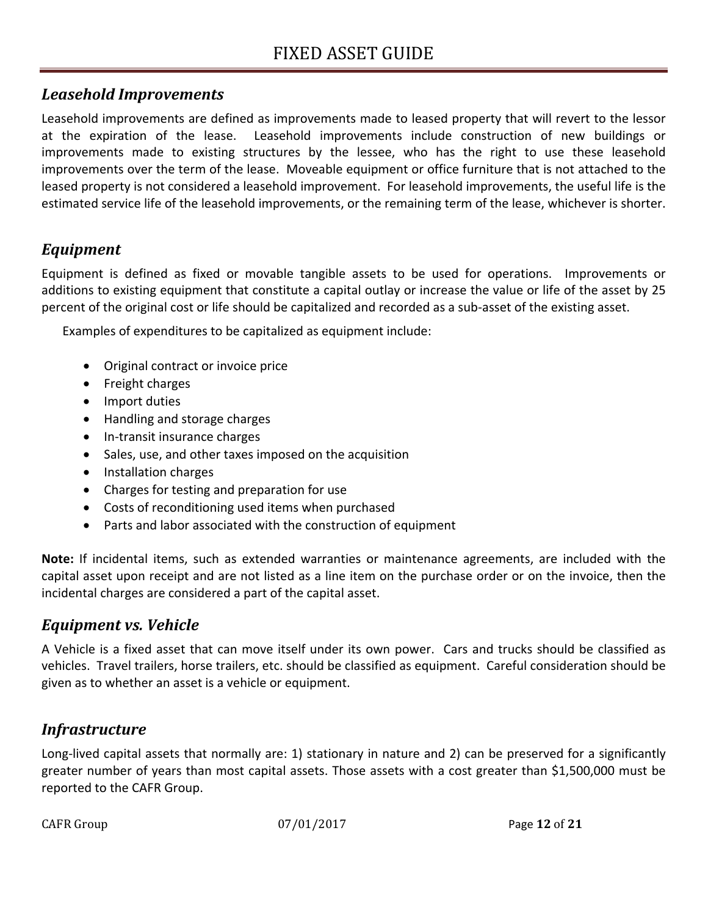## *Leasehold Improvements*

Leasehold improvements are defined as improvements made to leased property that will revert to the lessor at the expiration of the lease. Leasehold improvements include construction of new buildings or improvements made to existing structures by the lessee, who has the right to use these leasehold improvements over the term of the lease. Moveable equipment or office furniture that is not attached to the leased property is not considered a leasehold improvement. For leasehold improvements, the useful life is the estimated service life of the leasehold improvements, or the remaining term of the lease, whichever is shorter.

## *Equipment*

Equipment is defined as fixed or movable tangible assets to be used for operations. Improvements or additions to existing equipment that constitute a capital outlay or increase the value or life of the asset by 25 percent of the original cost or life should be capitalized and recorded as a sub-asset of the existing asset.

Examples of expenditures to be capitalized as equipment include:

- Original contract or invoice price
- Freight charges
- Import duties
- Handling and storage charges
- In-transit insurance charges
- Sales, use, and other taxes imposed on the acquisition
- Installation charges
- Charges for testing and preparation for use
- Costs of reconditioning used items when purchased
- Parts and labor associated with the construction of equipment

**Note:** If incidental items, such as extended warranties or maintenance agreements, are included with the capital asset upon receipt and are not listed as a line item on the purchase order or on the invoice, then the incidental charges are considered a part of the capital asset.

## *Equipment vs. Vehicle*

A Vehicle is a fixed asset that can move itself under its own power. Cars and trucks should be classified as vehicles. Travel trailers, horse trailers, etc. should be classified as equipment. Careful consideration should be given as to whether an asset is a vehicle or equipment.

## *Infrastructure*

Long-lived capital assets that normally are: 1) stationary in nature and 2) can be preserved for a significantly greater number of years than most capital assets. Those assets with a cost greater than $1,500,000 must be reported to the CAFR Group.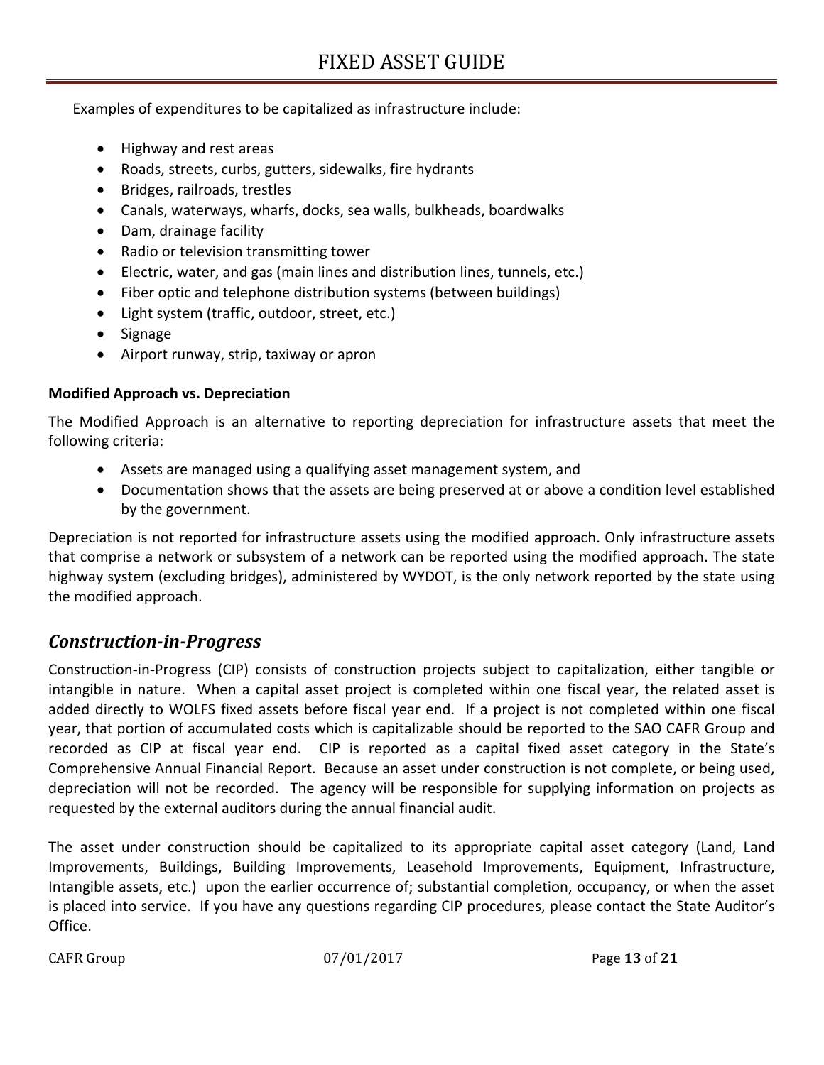Examples of expenditures to be capitalized as infrastructure include:

- Highway and rest areas
- Roads, streets, curbs, gutters, sidewalks, fire hydrants
- Bridges, railroads, trestles
- Canals, waterways, wharfs, docks, sea walls, bulkheads, boardwalks
- Dam, drainage facility
- Radio or television transmitting tower
- Electric, water, and gas (main lines and distribution lines, tunnels, etc.)
- Fiber optic and telephone distribution systems (between buildings)
- Light system (traffic, outdoor, street, etc.)
- Signage
- Airport runway, strip, taxiway or apron

**Modified Approach vs. Depreciation**

The Modified Approach is an alternative to reporting depreciation for infrastructure assets that meet the following criteria:

- Assets are managed using a qualifying asset management system, and
- Documentation shows that the assets are being preserved at or above a condition level established by the government.

Depreciation is not reported for infrastructure assets using the modified approach. Only infrastructure assets that comprise a network or subsystem of a network can be reported using the modified approach. The state highway system (excluding bridges), administered by WYDOT, is the only network reported by the state using the modified approach.

## *Construction-in-Progress*

Construction-in-Progress (CIP) consists of construction projects subject to capitalization, either tangible or intangible in nature. When a capital asset project is completed within one fiscal year, the related asset is added directly to WOLFS fixed assets before fiscal year end. If a project is not completed within one fiscal year, that portion of accumulated costs which is capitalizable should be reported to the SAO CAFR Group and recorded as CIP at fiscal year end. CIP is reported as a capital fixed asset category in the State's Comprehensive Annual Financial Report. Because an asset under construction is not complete, or being used, depreciation will not be recorded. The agency will be responsible for supplying information on projects as requested by the external auditors during the annual financial audit.

The asset under construction should be capitalized to its appropriate capital asset category (Land, Land Improvements, Buildings, Building Improvements, Leasehold Improvements, Equipment, Infrastructure, Intangible assets, etc.) upon the earlier occurrence of; substantial completion, occupancy, or when the asset is placed into service. If you have any questions regarding CIP procedures, please contact the State Auditor's Office.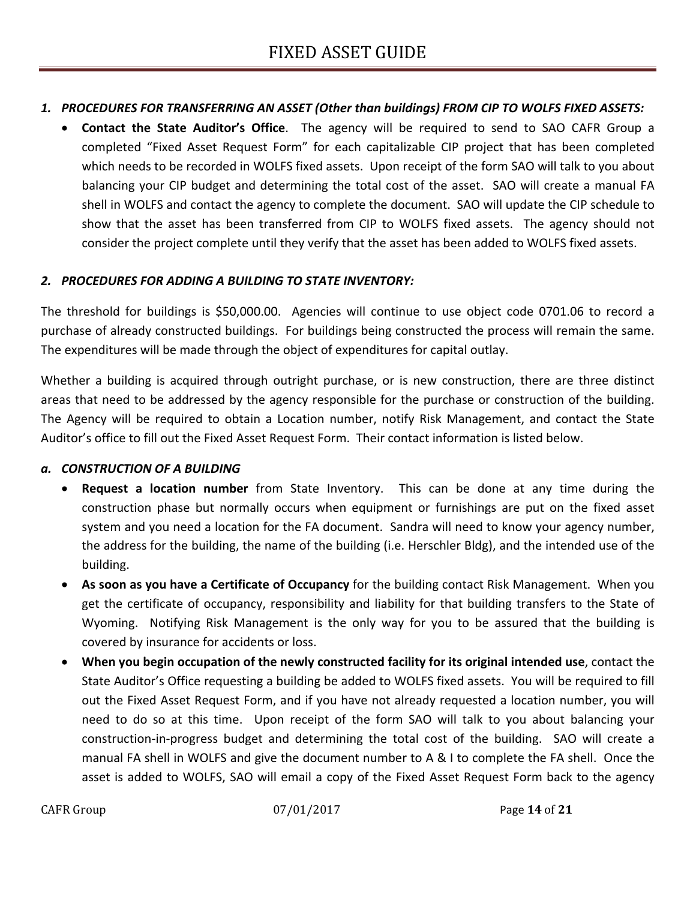## *1. PROCEDURES FOR TRANSFERRING AN ASSET (Other than buildings) FROM CIP TO WOLFS FIXED ASSETS:*

- **Contact the State Auditor's Office**. The agency will be required to send to SAO CAFR Group a completed "Fixed Asset Request Form" for each capitalizable CIP project that has been completed which needs to be recorded in WOLFS fixed assets. Upon receipt of the form SAO will talk to you about balancing your CIP budget and determining the total cost of the asset. SAO will create a manual FA shell in WOLFS and contact the agency to complete the document. SAO will update the CIP schedule to show that the asset has been transferred from CIP to WOLFS fixed assets. The agency should not consider the project complete until they verify that the asset has been added to WOLFS fixed assets.

## *2. PROCEDURES FOR ADDING A BUILDING TO STATE INVENTORY:*

The threshold for buildings is $50,000.00. Agencies will continue to use object code 0701.06 to record a purchase of already constructed buildings. For buildings being constructed the process will remain the same. The expenditures will be made through the object of expenditures for capital outlay.

Whether a building is acquired through outright purchase, or is new construction, there are three distinct areas that need to be addressed by the agency responsible for the purchase or construction of the building. The Agency will be required to obtain a Location number, notify Risk Management, and contact the State Auditor's office to fill out the Fixed Asset Request Form. Their contact information is listed below.

### *a. CONSTRUCTION OF A BUILDING*

- **Request a location number** from State Inventory. This can be done at any time during the construction phase but normally occurs when equipment or furnishings are put on the fixed asset system and you need a location for the FA document. Sandra will need to know your agency number, the address for the building, the name of the building (i.e. Herschler Bldg), and the intended use of the building.
- **As soon as you have a Certificate of Occupancy** for the building contact Risk Management. When you get the certificate of occupancy, responsibility and liability for that building transfers to the State of Wyoming. Notifying Risk Management is the only way for you to be assured that the building is covered by insurance for accidents or loss.
- **When you begin occupation of the newly constructed facility for its original intended use**, contact the State Auditor's Office requesting a building be added to WOLFS fixed assets. You will be required to fill out the Fixed Asset Request Form, and if you have not already requested a location number, you will need to do so at this time. Upon receipt of the form SAO will talk to you about balancing your construction-in-progress budget and determining the total cost of the building. SAO will create a manual FA shell in WOLFS and give the document number to A & I to complete the FA shell. Once the asset is added to WOLFS, SAO will email a copy of the Fixed Asset Request Form back to the agency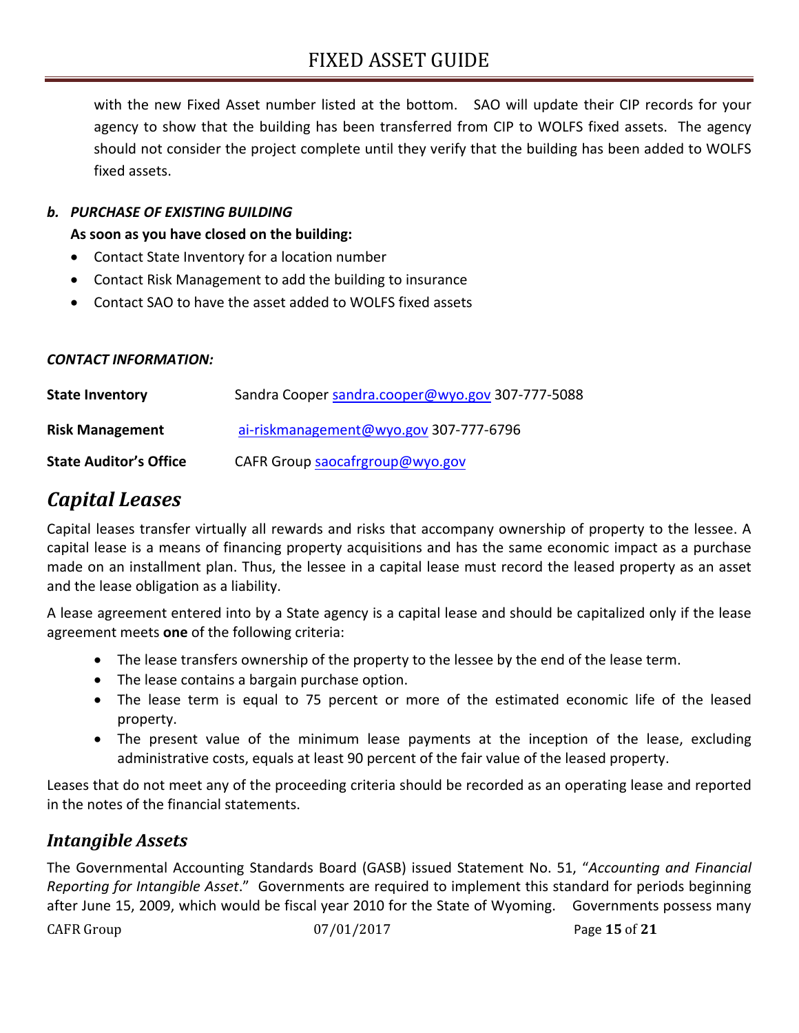with the new Fixed Asset number listed at the bottom. SAO will update their CIP records for your agency to show that the building has been transferred from CIP to WOLFS fixed assets. The agency should not consider the project complete until they verify that the building has been added to WOLFS fixed assets.

***b. PURCHASE OF EXISTING BUILDING***

**As soon as you have closed on the building:**

- Contact State Inventory for a location number
- Contact Risk Management to add the building to insurance
- Contact SAO to have the asset added to WOLFS fixed assets

***CONTACT INFORMATION:***

| | |
|---|---|
| **State Inventory** | Sandra Cooper sandra.cooper@wyo.gov 307-777-5088 |
| **Risk Management** | ai-riskmanagement@wyo.gov 307-777-6796 |
| **State Auditor's Office** | CAFR Group saocafrgroup@wyo.gov |

## *Capital Leases*

Capital leases transfer virtually all rewards and risks that accompany ownership of property to the lessee. A capital lease is a means of financing property acquisitions and has the same economic impact as a purchase made on an installment plan. Thus, the lessee in a capital lease must record the leased property as an asset and the lease obligation as a liability.

A lease agreement entered into by a State agency is a capital lease and should be capitalized only if the lease agreement meets **one** of the following criteria:

- The lease transfers ownership of the property to the lessee by the end of the lease term.
- The lease contains a bargain purchase option.
- The lease term is equal to 75 percent or more of the estimated economic life of the leased property.
- The present value of the minimum lease payments at the inception of the lease, excluding administrative costs, equals at least 90 percent of the fair value of the leased property.

Leases that do not meet any of the proceeding criteria should be recorded as an operating lease and reported in the notes of the financial statements.

## *Intangible Assets*

The Governmental Accounting Standards Board (GASB) issued Statement No. 51, "*Accounting and Financial Reporting for Intangible Asset*." Governments are required to implement this standard for periods beginning after June 15, 2009, which would be fiscal year 2010 for the State of Wyoming. Governments possess many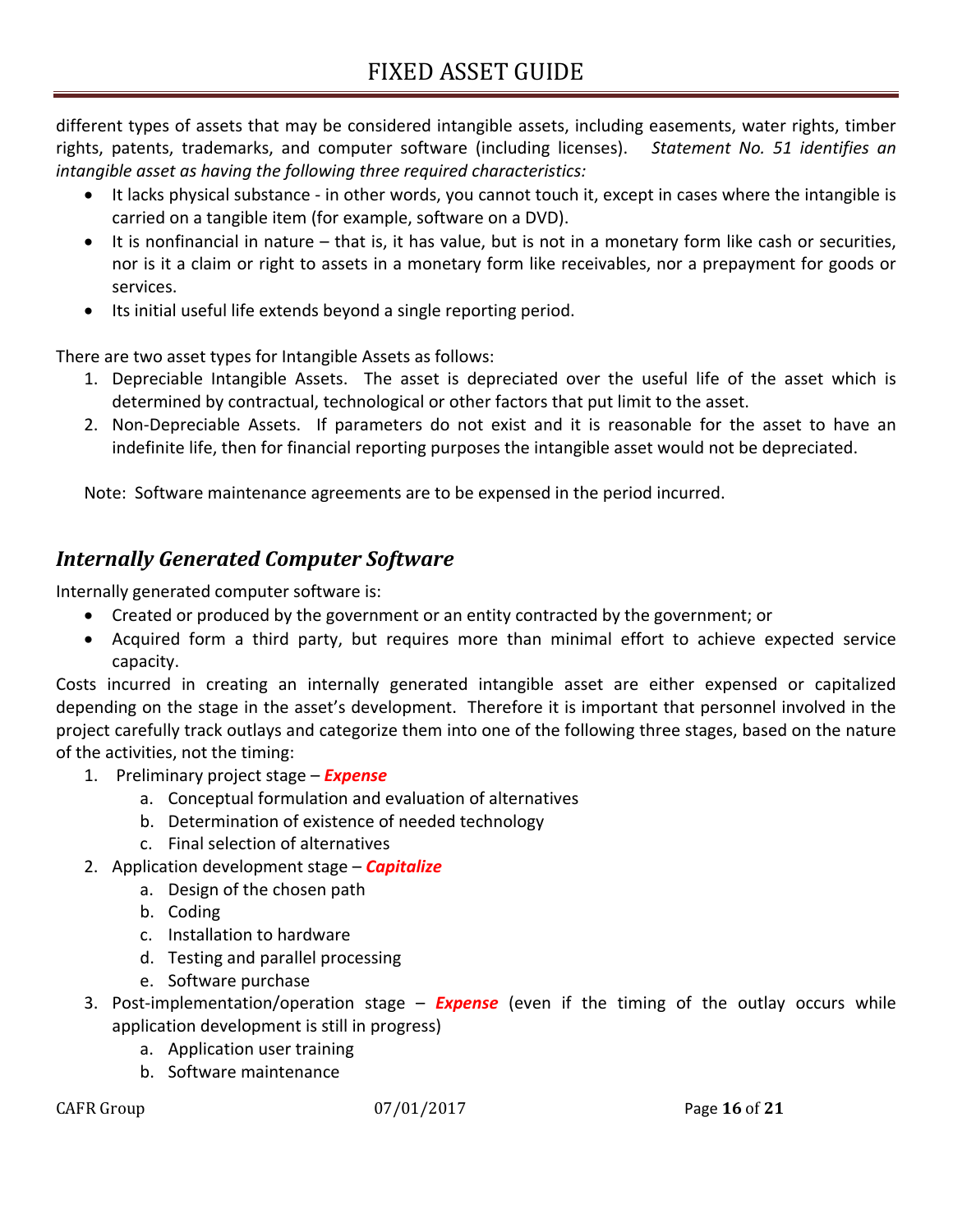different types of assets that may be considered intangible assets, including easements, water rights, timber rights, patents, trademarks, and computer software (including licenses). *Statement No. 51 identifies an intangible asset as having the following three required characteristics:*

- It lacks physical substance - in other words, you cannot touch it, except in cases where the intangible is carried on a tangible item (for example, software on a DVD).
- It is nonfinancial in nature – that is, it has value, but is not in a monetary form like cash or securities, nor is it a claim or right to assets in a monetary form like receivables, nor a prepayment for goods or services.
- Its initial useful life extends beyond a single reporting period.

There are two asset types for Intangible Assets as follows:

1. Depreciable Intangible Assets. The asset is depreciated over the useful life of the asset which is determined by contractual, technological or other factors that put limit to the asset.
2. Non-Depreciable Assets. If parameters do not exist and it is reasonable for the asset to have an indefinite life, then for financial reporting purposes the intangible asset would not be depreciated.

Note: Software maintenance agreements are to be expensed in the period incurred.

## *Internally Generated Computer Software*

Internally generated computer software is:

- Created or produced by the government or an entity contracted by the government; or
- Acquired form a third party, but requires more than minimal effort to achieve expected service capacity.

Costs incurred in creating an internally generated intangible asset are either expensed or capitalized depending on the stage in the asset's development. Therefore it is important that personnel involved in the project carefully track outlays and categorize them into one of the following three stages, based on the nature of the activities, not the timing:

1. Preliminary project stage – ***Expense***
   a. Conceptual formulation and evaluation of alternatives
   b. Determination of existence of needed technology
   c. Final selection of alternatives
2. Application development stage – ***Capitalize***
   a. Design of the chosen path
   b. Coding
   c. Installation to hardware
   d. Testing and parallel processing
   e. Software purchase
3. Post-implementation/operation stage – ***Expense*** (even if the timing of the outlay occurs while application development is still in progress)
   a. Application user training
   b. Software maintenance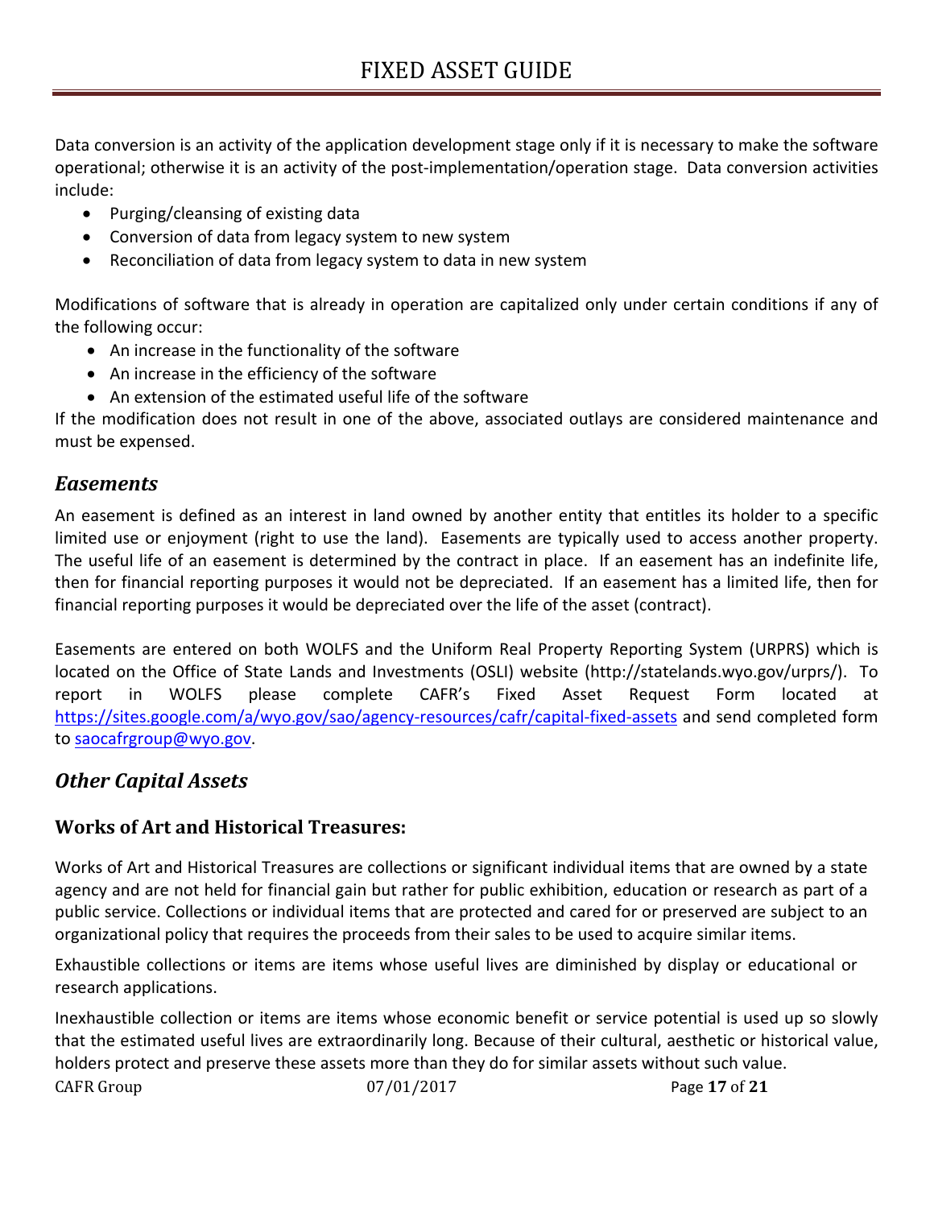Data conversion is an activity of the application development stage only if it is necessary to make the software operational; otherwise it is an activity of the post-implementation/operation stage. Data conversion activities include:

- Purging/cleansing of existing data
- Conversion of data from legacy system to new system
- Reconciliation of data from legacy system to data in new system

Modifications of software that is already in operation are capitalized only under certain conditions if any of the following occur:

- An increase in the functionality of the software
- An increase in the efficiency of the software
- An extension of the estimated useful life of the software

If the modification does not result in one of the above, associated outlays are considered maintenance and must be expensed.

## *Easements*

An easement is defined as an interest in land owned by another entity that entitles its holder to a specific limited use or enjoyment (right to use the land). Easements are typically used to access another property. The useful life of an easement is determined by the contract in place. If an easement has an indefinite life, then for financial reporting purposes it would not be depreciated. If an easement has a limited life, then for financial reporting purposes it would be depreciated over the life of the asset (contract).

Easements are entered on both WOLFS and the Uniform Real Property Reporting System (URPRS) which is located on the Office of State Lands and Investments (OSLI) website (http://statelands.wyo.gov/urprs/). To report in WOLFS please complete CAFR's Fixed Asset Request Form located at https://sites.google.com/a/wyo.gov/sao/agency-resources/cafr/capital-fixed-assets and send completed form to saocafrgroup@wyo.gov.

## *Other Capital Assets*

### Works of Art and Historical Treasures:

Works of Art and Historical Treasures are collections or significant individual items that are owned by a state agency and are not held for financial gain but rather for public exhibition, education or research as part of a public service. Collections or individual items that are protected and cared for or preserved are subject to an organizational policy that requires the proceeds from their sales to be used to acquire similar items.

Exhaustible collections or items are items whose useful lives are diminished by display or educational or research applications.

Inexhaustible collection or items are items whose economic benefit or service potential is used up so slowly that the estimated useful lives are extraordinarily long. Because of their cultural, aesthetic or historical value, holders protect and preserve these assets more than they do for similar assets without such value.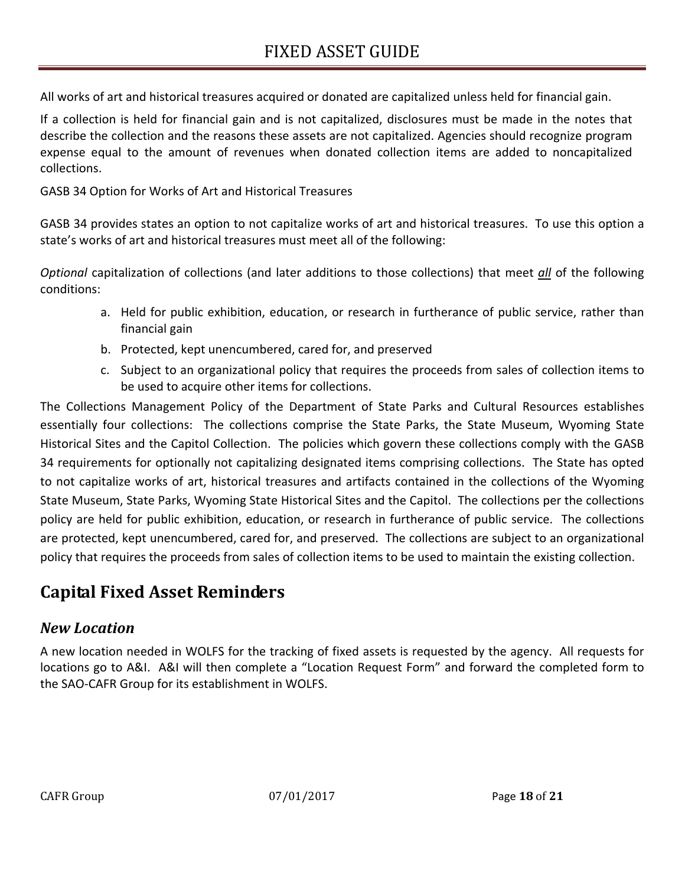All works of art and historical treasures acquired or donated are capitalized unless held for financial gain.

If a collection is held for financial gain and is not capitalized, disclosures must be made in the notes that describe the collection and the reasons these assets are not capitalized. Agencies should recognize program expense equal to the amount of revenues when donated collection items are added to noncapitalized collections.

GASB 34 Option for Works of Art and Historical Treasures

GASB 34 provides states an option to not capitalize works of art and historical treasures. To use this option a state's works of art and historical treasures must meet all of the following:

*Optional* capitalization of collections (and later additions to those collections) that meet ***all*** of the following conditions:

a. Held for public exhibition, education, or research in furtherance of public service, rather than financial gain
b. Protected, kept unencumbered, cared for, and preserved
c. Subject to an organizational policy that requires the proceeds from sales of collection items to be used to acquire other items for collections.

The Collections Management Policy of the Department of State Parks and Cultural Resources establishes essentially four collections: The collections comprise the State Parks, the State Museum, Wyoming State Historical Sites and the Capitol Collection. The policies which govern these collections comply with the GASB 34 requirements for optionally not capitalizing designated items comprising collections. The State has opted to not capitalize works of art, historical treasures and artifacts contained in the collections of the Wyoming State Museum, State Parks, Wyoming State Historical Sites and the Capitol. The collections per the collections policy are held for public exhibition, education, or research in furtherance of public service. The collections are protected, kept unencumbered, cared for, and preserved. The collections are subject to an organizational policy that requires the proceeds from sales of collection items to be used to maintain the existing collection.

## Capital Fixed Asset Reminders

### *New Location*

A new location needed in WOLFS for the tracking of fixed assets is requested by the agency. All requests for locations go to A&I. A&I will then complete a "Location Request Form" and forward the completed form to the SAO-CAFR Group for its establishment in WOLFS.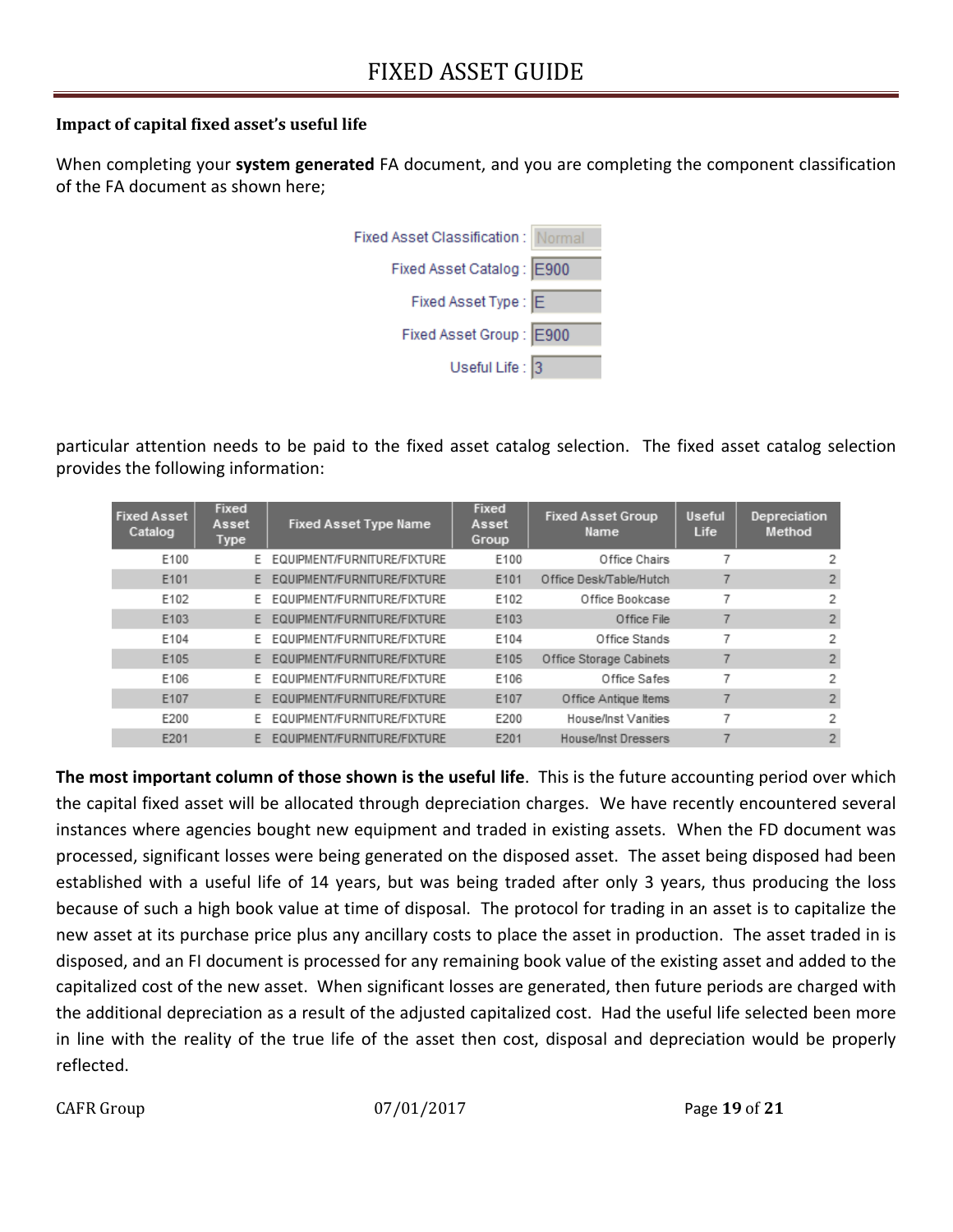**Impact of capital fixed asset's useful life**

When completing your **system generated** FA document, and you are completing the component classification of the FA document as shown here;

| | |
|---|---|
| Fixed Asset Classification : | Normal |
| Fixed Asset Catalog : | E900 |
| Fixed Asset Type : | E |
| Fixed Asset Group : | E900 |
| Useful Life : | 3 |

particular attention needs to be paid to the fixed asset catalog selection. The fixed asset catalog selection provides the following information:

| Fixed Asset Catalog | Fixed Asset Type | Fixed Asset Type Name | Fixed Asset Group | Fixed Asset Group Name | Useful Life | Depreciation Method |
|---|---|---|---|---|---|---|
| E100 | E | EQUIPMENT/FURNITURE/FIXTURE | E100 | Office Chairs | 7 | 2 |
| E101 | E | EQUIPMENT/FURNITURE/FIXTURE | E101 | Office Desk/Table/Hutch | 7 | 2 |
| E102 | E | EQUIPMENT/FURNITURE/FIXTURE | E102 | Office Bookcase | 7 | 2 |
| E103 | E | EQUIPMENT/FURNITURE/FIXTURE | E103 | Office File | 7 | 2 |
| E104 | E | EQUIPMENT/FURNITURE/FIXTURE | E104 | Office Stands | 7 | 2 |
| E105 | E | EQUIPMENT/FURNITURE/FIXTURE | E105 | Office Storage Cabinets | 7 | 2 |
| E106 | E | EQUIPMENT/FURNITURE/FIXTURE | E106 | Office Safes | 7 | 2 |
| E107 | E | EQUIPMENT/FURNITURE/FIXTURE | E107 | Office Antique Items | 7 | 2 |
| E200 | E | EQUIPMENT/FURNITURE/FIXTURE | E200 | House/Inst Vanities | 7 | 2 |
| E201 | E | EQUIPMENT/FURNITURE/FIXTURE | E201 | House/Inst Dressers | 7 | 2 |

**The most important column of those shown is the useful life**. This is the future accounting period over which the capital fixed asset will be allocated through depreciation charges. We have recently encountered several instances where agencies bought new equipment and traded in existing assets. When the FD document was processed, significant losses were being generated on the disposed asset. The asset being disposed had been established with a useful life of 14 years, but was being traded after only 3 years, thus producing the loss because of such a high book value at time of disposal. The protocol for trading in an asset is to capitalize the new asset at its purchase price plus any ancillary costs to place the asset in production. The asset traded in is disposed, and an FI document is processed for any remaining book value of the existing asset and added to the capitalized cost of the new asset. When significant losses are generated, then future periods are charged with the additional depreciation as a result of the adjusted capitalized cost. Had the useful life selected been more in line with the reality of the true life of the asset then cost, disposal and depreciation would be properly reflected.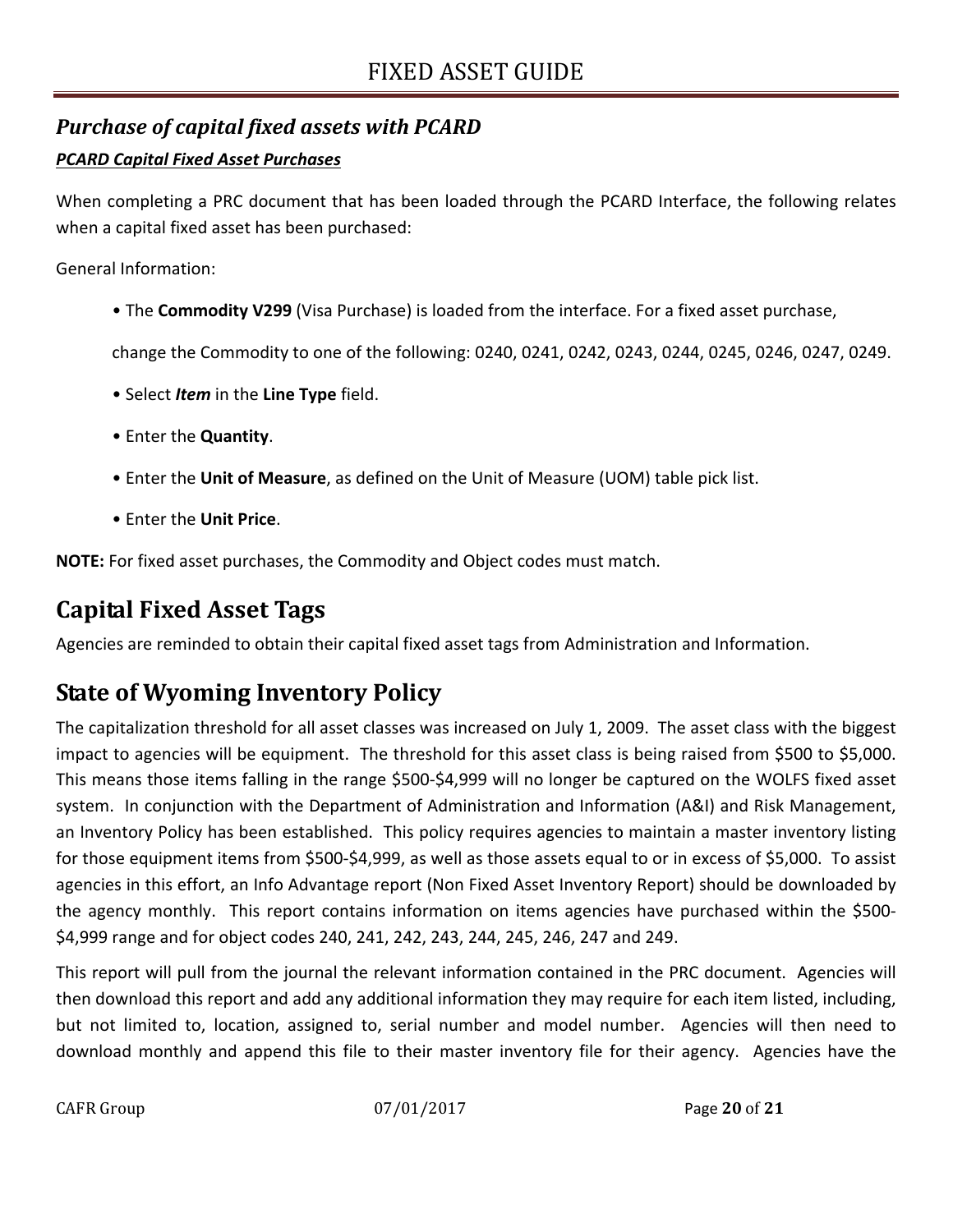## *Purchase of capital fixed assets with PCARD*

***PCARD Capital Fixed Asset Purchases***

When completing a PRC document that has been loaded through the PCARD Interface, the following relates when a capital fixed asset has been purchased:

General Information:

- The **Commodity V299** (Visa Purchase) is loaded from the interface. For a fixed asset purchase, change the Commodity to one of the following: 0240, 0241, 0242, 0243, 0244, 0245, 0246, 0247, 0249.
- Select ***Item*** in the **Line Type** field.
- Enter the **Quantity**.
- Enter the **Unit of Measure**, as defined on the Unit of Measure (UOM) table pick list.
- Enter the **Unit Price**.

**NOTE:** For fixed asset purchases, the Commodity and Object codes must match.

# Capital Fixed Asset Tags

Agencies are reminded to obtain their capital fixed asset tags from Administration and Information.

# State of Wyoming Inventory Policy

The capitalization threshold for all asset classes was increased on July 1, 2009. The asset class with the biggest impact to agencies will be equipment. The threshold for this asset class is being raised from $500 to $5,000. This means those items falling in the range $500-$4,999 will no longer be captured on the WOLFS fixed asset system. In conjunction with the Department of Administration and Information (A&I) and Risk Management, an Inventory Policy has been established. This policy requires agencies to maintain a master inventory listing for those equipment items from $500-$4,999, as well as those assets equal to or in excess of $5,000. To assist agencies in this effort, an Info Advantage report (Non Fixed Asset Inventory Report) should be downloaded by the agency monthly. This report contains information on items agencies have purchased within the $500-$4,999 range and for object codes 240, 241, 242, 243, 244, 245, 246, 247 and 249.

This report will pull from the journal the relevant information contained in the PRC document. Agencies will then download this report and add any additional information they may require for each item listed, including, but not limited to, location, assigned to, serial number and model number. Agencies will then need to download monthly and append this file to their master inventory file for their agency. Agencies have the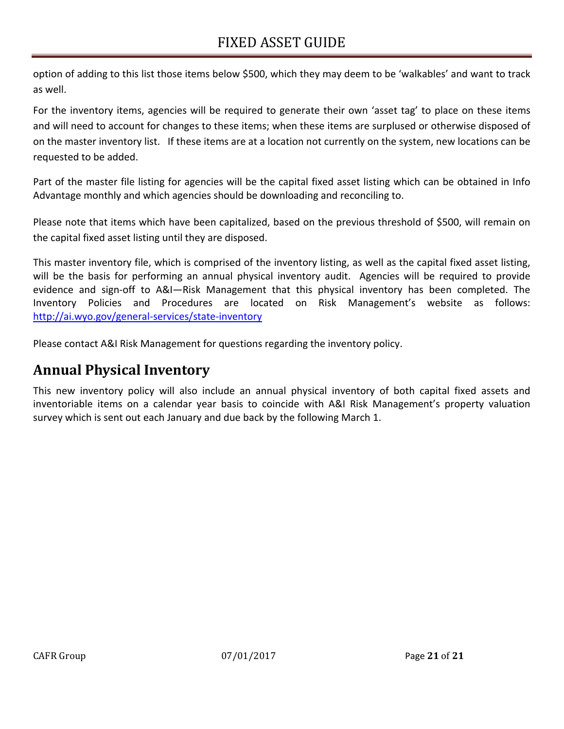option of adding to this list those items below $500, which they may deem to be 'walkables' and want to track as well.

For the inventory items, agencies will be required to generate their own 'asset tag' to place on these items and will need to account for changes to these items; when these items are surplused or otherwise disposed of on the master inventory list. If these items are at a location not currently on the system, new locations can be requested to be added.

Part of the master file listing for agencies will be the capital fixed asset listing which can be obtained in Info Advantage monthly and which agencies should be downloading and reconciling to.

Please note that items which have been capitalized, based on the previous threshold of $500, will remain on the capital fixed asset listing until they are disposed.

This master inventory file, which is comprised of the inventory listing, as well as the capital fixed asset listing, will be the basis for performing an annual physical inventory audit. Agencies will be required to provide evidence and sign-off to A&I—Risk Management that this physical inventory has been completed. The Inventory Policies and Procedures are located on Risk Management's website as follows: http://ai.wyo.gov/general-services/state-inventory

Please contact A&I Risk Management for questions regarding the inventory policy.

## Annual Physical Inventory

This new inventory policy will also include an annual physical inventory of both capital fixed assets and inventoriable items on a calendar year basis to coincide with A&I Risk Management's property valuation survey which is sent out each January and due back by the following March 1.